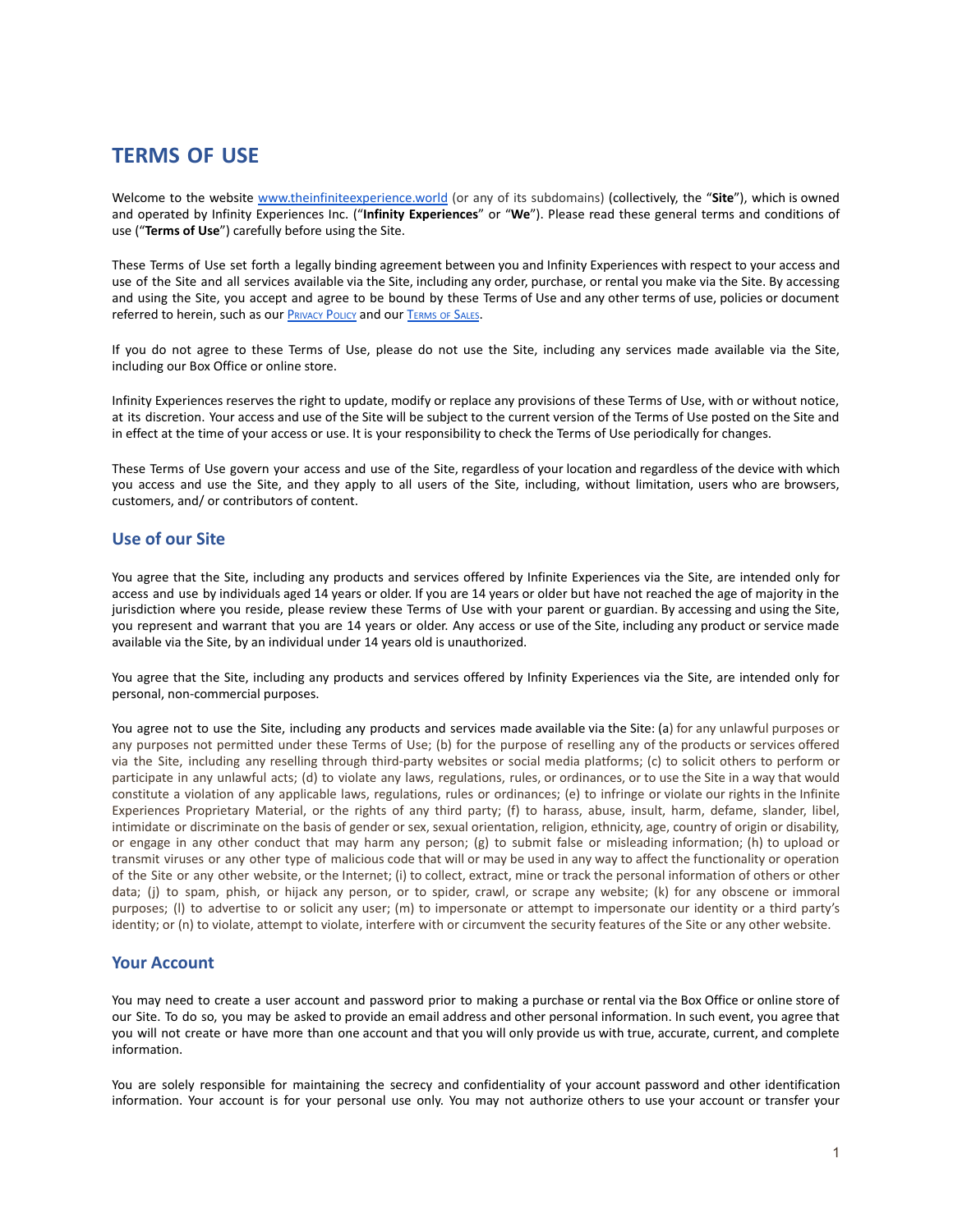# TERMS OF USE

Welcome to the website [www.theinfiniteexperience.world](www.theinfiniteexperience.world) (or any of its subdomains) (collectively, the "**Site**"), which is owned and operated by Infinity Experiences Inc. ("**Infinity Experiences**" or "**We**"). Please read these general terms and conditions of use ("**Terms of Use**") carefully before using the Site.

These Terms of Use set forth a legally binding agreement between you and Infinity Experiences with respect to your access and use of the Site and all services available via the Site, including any order, purchase, or rental you make via the Site. By accessing and using the Site, you accept and agree to be bound by these Terms of Use and any other terms of use, policies or document referred to herein, such as our Privacy Policy and our Terms of Sales.

If you do not agree to these Terms of Use, please do not use the Site, including any services made available via the Site, including our Box Office or online store.

Infinity Experiences reserves the right to update, modify or replace any provisions of these Terms of Use, with or without notice, at its discretion. Your access and use of the Site will be subject to the current version of the Terms of Use posted on the Site and in effect at the time of your access or use. It is your responsibility to check the Terms of Use periodically for changes.

These Terms of Use govern your access and use of the Site, regardless of your location and regardless of the device with which you access and use the Site, and they apply to all users of the Site, including, without limitation, users who are browsers, customers, and/ or contributors of content.

## Use of our Site

You agree that the Site, including any products and services offered by Infinite Experiences via the Site, are intended only for access and use by individuals aged 14 years or older. If you are 14 years or older but have not reached the age of majority in the jurisdiction where you reside, please review these Terms of Use with your parent or guardian. By accessing and using the Site, you represent and warrant that you are 14 years or older. Any access or use of the Site, including any product or service made available via the Site, by an individual under 14 years old is unauthorized.

You agree that the Site, including any products and services offered by Infinity Experiences via the Site, are intended only for personal, non-commercial purposes.

You agree not to use the Site, including any products and services made available via the Site: (a) for any unlawful purposes or any purposes not permitted under these Terms of Use; (b) for the purpose of reselling any of the products or services offered via the Site, including any reselling through third-party websites or social media platforms; (c) to solicit others to perform or participate in any unlawful acts; (d) to violate any laws, regulations, rules, or ordinances, or to use the Site in a way that would constitute a violation of any applicable laws, regulations, rules or ordinances; (e) to infringe or violate our rights in the Infinite Experiences Proprietary Material, or the rights of any third party; (f) to harass, abuse, insult, harm, defame, slander, libel, intimidate or discriminate on the basis of gender or sex, sexual orientation, religion, ethnicity, age, country of origin or disability, or engage in any other conduct that may harm any person; (g) to submit false or misleading information; (h) to upload or transmit viruses or any other type of malicious code that will or may be used in any way to affect the functionality or operation of the Site or any other website, or the Internet; (i) to collect, extract, mine or track the personal information of others or other data; (j) to spam, phish, or hijack any person, or to spider, crawl, or scrape any website; (k) for any obscene or immoral purposes; (l) to advertise to or solicit any user; (m) to impersonate or attempt to impersonate our identity or a third party's identity; or (n) to violate, attempt to violate, interfere with or circumvent the security features of the Site or any other website.

## Your Account

You may need to create a user account and password prior to making a purchase or rental via the Box Office or online store of our Site. To do so, you may be asked to provide an email address and other personal information. In such event, you agree that you will not create or have more than one account and that you will only provide us with true, accurate, current, and complete information.

You are solely responsible for maintaining the secrecy and confidentiality of your account password and other identification information. Your account is for your personal use only. You may not authorize others to use your account or transfer your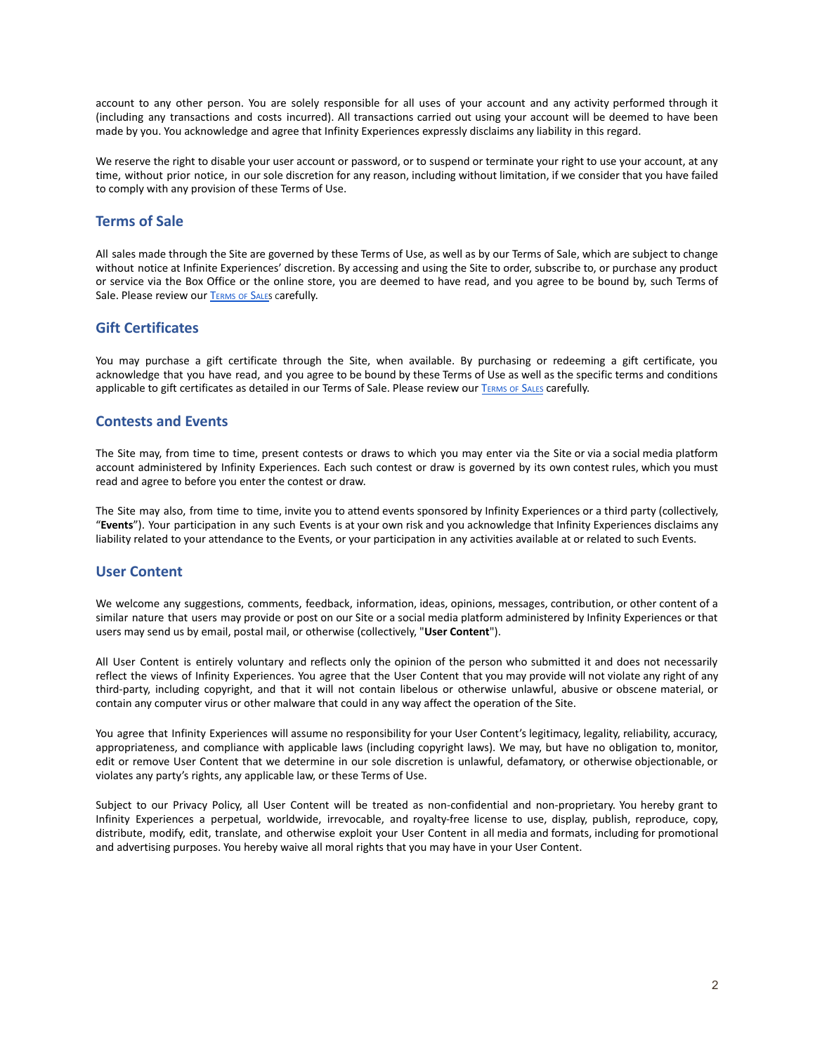account to any other person. You are solely responsible for all uses of your account and any activity performed through it (including any transactions and costs incurred). All transactions carried out using your account will be deemed to have been made by you. You acknowledge and agree that Infinity Experiences expressly disclaims any liability in this regard.

We reserve the right to disable your user account or password, or to suspend or terminate your right to use your account, at any time, without prior notice, in our sole discretion for any reason, including without limitation, if we consider that you have failed to comply with any provision of these Terms of Use.

## Terms of Sale

All sales made through the Site are governed by these Terms of Use, as well as by our Terms of Sale, which are subject to change without notice at Infinite Experiences' discretion. By accessing and using the Site to order, subscribe to, or purchase any product or service via the Box Office or the online store, you are deemed to have read, and you agree to be bound by, such Terms of Sale. Please review our Terms of Sales carefully.

## Gift Certificates

You may purchase a gift certificate through the Site, when available. By purchasing or redeeming a gift certificate, you acknowledge that you have read, and you agree to be bound by these Terms of Use as well as the specific terms and conditions applicable to gift certificates as detailed in our Terms of Sale. Please review our Terms of Sales carefully.

## Contests and Events

The Site may, from time to time, present contests or draws to which you may enter via the Site or via a social media platform account administered by Infinity Experiences. Each such contest or draw is governed by its own contest rules, which you must read and agree to before you enter the contest or draw.

The Site may also, from time to time, invite you to attend events sponsored by Infinity Experiences or a third party (collectively, "**Events**"). Your participation in any such Events is at your own risk and you acknowledge that Infinity Experiences disclaims any liability related to your attendance to the Events, or your participation in any activities available at or related to such Events.

## User Content

We welcome any suggestions, comments, feedback, information, ideas, opinions, messages, contribution, or other content of a similar nature that users may provide or post on our Site or a social media platform administered by Infinity Experiences or that users may send us by email, postal mail, or otherwise (collectively, "**User Content**").

All User Content is entirely voluntary and reflects only the opinion of the person who submitted it and does not necessarily reflect the views of Infinity Experiences. You agree that the User Content that you may provide will not violate any right of any third-party, including copyright, and that it will not contain libelous or otherwise unlawful, abusive or obscene material, or contain any computer virus or other malware that could in any way affect the operation of the Site.

You agree that Infinity Experiences will assume no responsibility for your User Content's legitimacy, legality, reliability, accuracy, appropriateness, and compliance with applicable laws (including copyright laws). We may, but have no obligation to, monitor, edit or remove User Content that we determine in our sole discretion is unlawful, defamatory, or otherwise objectionable, or violates any party's rights, any applicable law, or these Terms of Use.

Subject to our Privacy Policy, all User Content will be treated as non-confidential and non-proprietary. You hereby grant to Infinity Experiences a perpetual, worldwide, irrevocable, and royalty-free license to use, display, publish, reproduce, copy, distribute, modify, edit, translate, and otherwise exploit your User Content in all media and formats, including for promotional and advertising purposes. You hereby waive all moral rights that you may have in your User Content.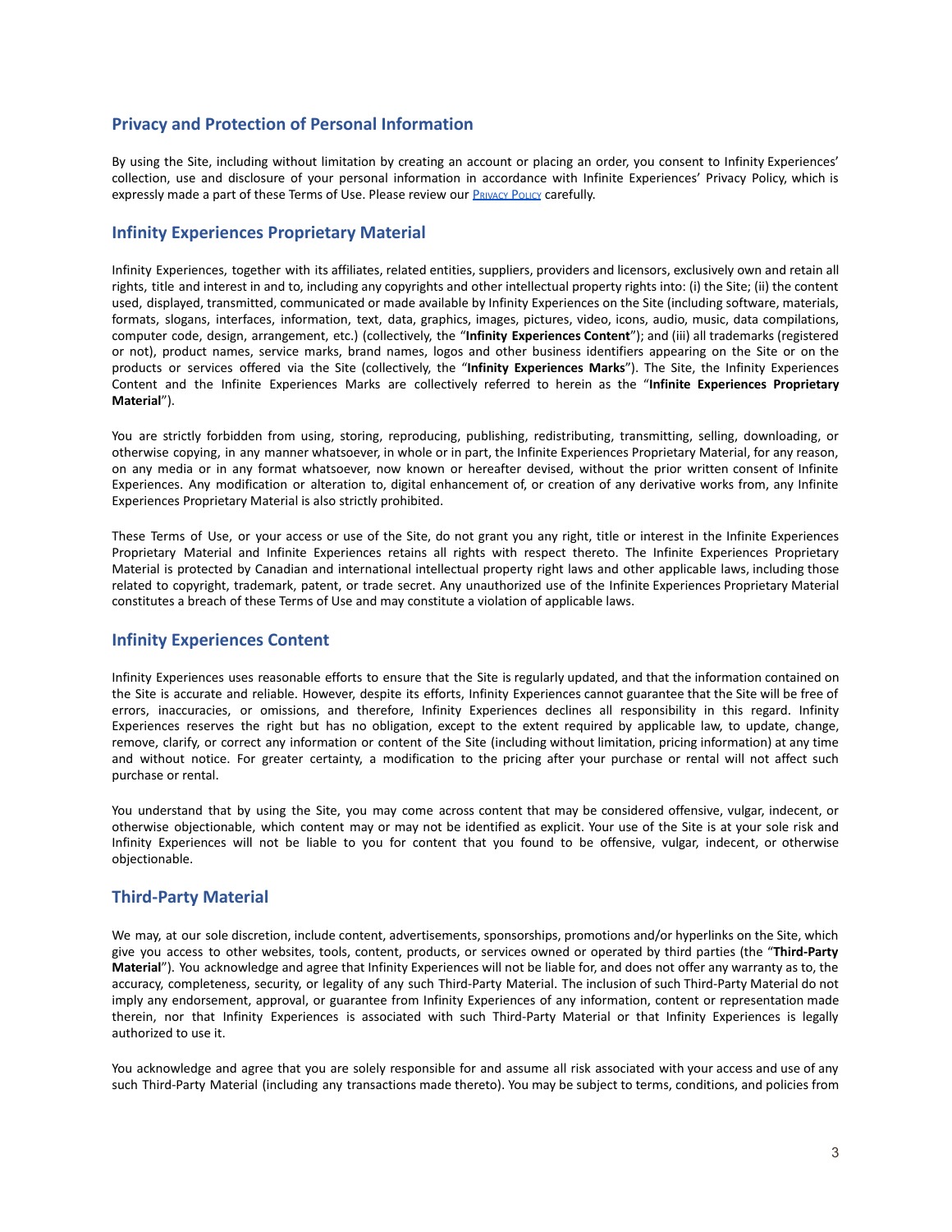## Privacy and Protection of Personal Information

By using the Site, including without limitation by creating an account or placing an order, you consent to Infinity Experiences' collection, use and disclosure of your personal information in accordance with Infinite Experiences' Privacy Policy, which is expressly made a part of these Terms of Use. Please review our [Privacy Policy]() carefully.

## Infinity Experiences Proprietary Material

Infinity Experiences, together with its affiliates, related entities, suppliers, providers and licensors, exclusively own and retain all rights, title and interest in and to, including any copyrights and other intellectual property rights into: (i) the Site; (ii) the content used, displayed, transmitted, communicated or made available by Infinity Experiences on the Site (including software, materials, formats, slogans, interfaces, information, text, data, graphics, images, pictures, video, icons, audio, music, data compilations, computer code, design, arrangement, etc.) (collectively, the "**Infinity Experiences Content**"); and (iii) all trademarks (registered or not), product names, service marks, brand names, logos and other business identifiers appearing on the Site or on the products or services offered via the Site (collectively, the "**Infinity Experiences Marks**"). The Site, the Infinity Experiences Content and the Infinite Experiences Marks are collectively referred to herein as the "**Infinite Experiences Proprietary Material**").

You are strictly forbidden from using, storing, reproducing, publishing, redistributing, transmitting, selling, downloading, or otherwise copying, in any manner whatsoever, in whole or in part, the Infinite Experiences Proprietary Material, for any reason, on any media or in any format whatsoever, now known or hereafter devised, without the prior written consent of Infinite Experiences. Any modification or alteration to, digital enhancement of, or creation of any derivative works from, any Infinite Experiences Proprietary Material is also strictly prohibited.

These Terms of Use, or your access or use of the Site, do not grant you any right, title or interest in the Infinite Experiences Proprietary Material and Infinite Experiences retains all rights with respect thereto. The Infinite Experiences Proprietary Material is protected by Canadian and international intellectual property right laws and other applicable laws, including those related to copyright, trademark, patent, or trade secret. Any unauthorized use of the Infinite Experiences Proprietary Material constitutes a breach of these Terms of Use and may constitute a violation of applicable laws.

## Infinity Experiences Content

Infinity Experiences uses reasonable efforts to ensure that the Site is regularly updated, and that the information contained on the Site is accurate and reliable. However, despite its efforts, Infinity Experiences cannot guarantee that the Site will be free of errors, inaccuracies, or omissions, and therefore, Infinity Experiences declines all responsibility in this regard. Infinity Experiences reserves the right but has no obligation, except to the extent required by applicable law, to update, change, remove, clarify, or correct any information or content of the Site (including without limitation, pricing information) at any time and without notice. For greater certainty, a modification to the pricing after your purchase or rental will not affect such purchase or rental.

You understand that by using the Site, you may come across content that may be considered offensive, vulgar, indecent, or otherwise objectionable, which content may or may not be identified as explicit. Your use of the Site is at your sole risk and Infinity Experiences will not be liable to you for content that you found to be offensive, vulgar, indecent, or otherwise objectionable.

## Third-Party Material

We may, at our sole discretion, include content, advertisements, sponsorships, promotions and/or hyperlinks on the Site, which give you access to other websites, tools, content, products, or services owned or operated by third parties (the "**Third-Party Material**"). You acknowledge and agree that Infinity Experiences will not be liable for, and does not offer any warranty as to, the accuracy, completeness, security, or legality of any such Third-Party Material. The inclusion of such Third-Party Material do not imply any endorsement, approval, or guarantee from Infinity Experiences of any information, content or representation made therein, nor that Infinity Experiences is associated with such Third-Party Material or that Infinity Experiences is legally authorized to use it.

You acknowledge and agree that you are solely responsible for and assume all risk associated with your access and use of any such Third-Party Material (including any transactions made thereto). You may be subject to terms, conditions, and policies from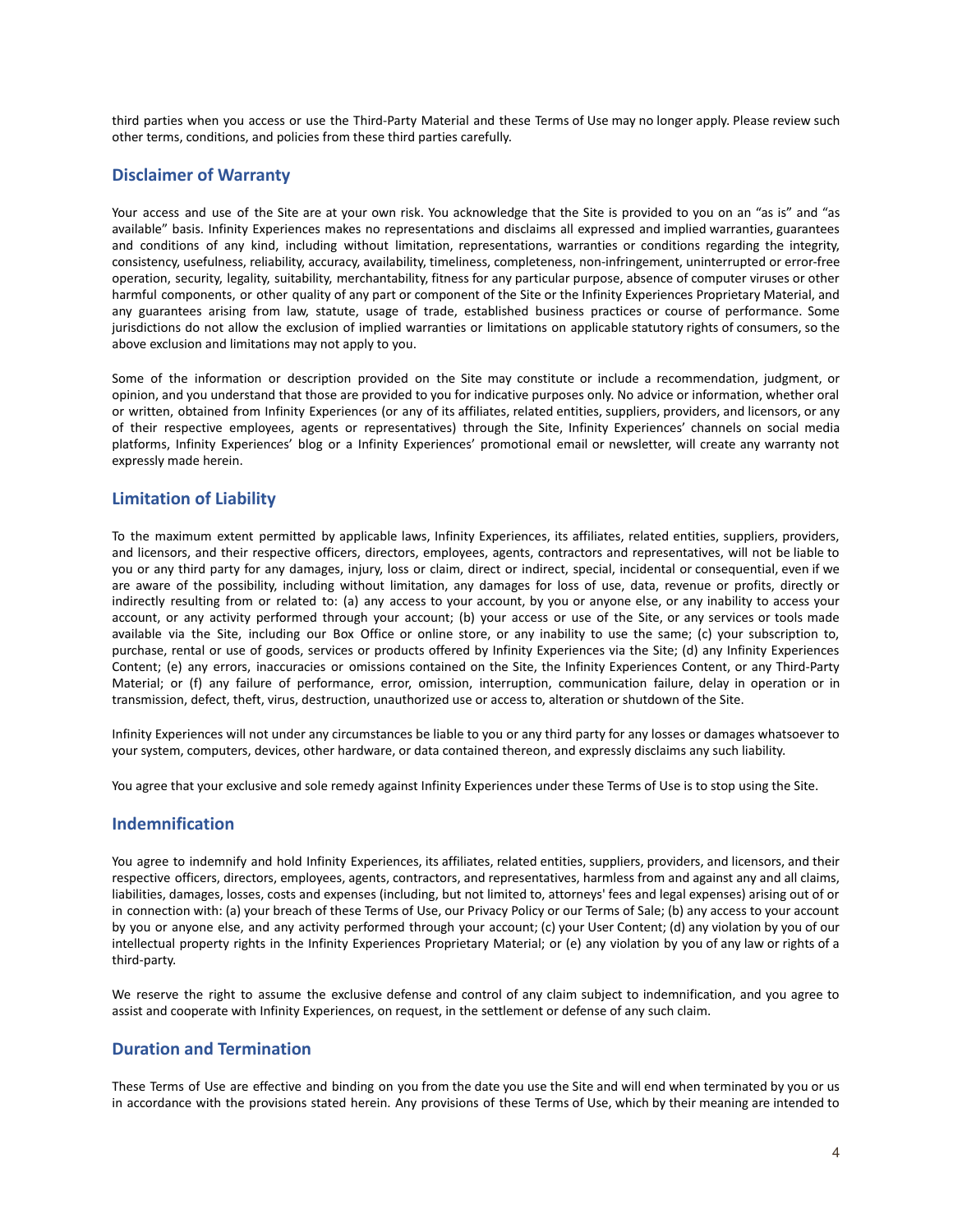third parties when you access or use the Third-Party Material and these Terms of Use may no longer apply. Please review such other terms, conditions, and policies from these third parties carefully.

## Disclaimer of Warranty

Your access and use of the Site are at your own risk. You acknowledge that the Site is provided to you on an "as is" and "as available" basis. Infinity Experiences makes no representations and disclaims all expressed and implied warranties, guarantees and conditions of any kind, including without limitation, representations, warranties or conditions regarding the integrity, consistency, usefulness, reliability, accuracy, availability, timeliness, completeness, non-infringement, uninterrupted or error-free operation, security, legality, suitability, merchantability, fitness for any particular purpose, absence of computer viruses or other harmful components, or other quality of any part or component of the Site or the Infinity Experiences Proprietary Material, and any guarantees arising from law, statute, usage of trade, established business practices or course of performance. Some jurisdictions do not allow the exclusion of implied warranties or limitations on applicable statutory rights of consumers, so the above exclusion and limitations may not apply to you.

Some of the information or description provided on the Site may constitute or include a recommendation, judgment, or opinion, and you understand that those are provided to you for indicative purposes only. No advice or information, whether oral or written, obtained from Infinity Experiences (or any of its affiliates, related entities, suppliers, providers, and licensors, or any of their respective employees, agents or representatives) through the Site, Infinity Experiences' channels on social media platforms, Infinity Experiences' blog or a Infinity Experiences' promotional email or newsletter, will create any warranty not expressly made herein.

## Limitation of Liability

To the maximum extent permitted by applicable laws, Infinity Experiences, its affiliates, related entities, suppliers, providers, and licensors, and their respective officers, directors, employees, agents, contractors and representatives, will not be liable to you or any third party for any damages, injury, loss or claim, direct or indirect, special, incidental or consequential, even if we are aware of the possibility, including without limitation, any damages for loss of use, data, revenue or profits, directly or indirectly resulting from or related to: (a) any access to your account, by you or anyone else, or any inability to access your account, or any activity performed through your account; (b) your access or use of the Site, or any services or tools made available via the Site, including our Box Office or online store, or any inability to use the same; (c) your subscription to, purchase, rental or use of goods, services or products offered by Infinity Experiences via the Site; (d) any Infinity Experiences Content; (e) any errors, inaccuracies or omissions contained on the Site, the Infinity Experiences Content, or any Third-Party Material; or (f) any failure of performance, error, omission, interruption, communication failure, delay in operation or in transmission, defect, theft, virus, destruction, unauthorized use or access to, alteration or shutdown of the Site.

Infinity Experiences will not under any circumstances be liable to you or any third party for any losses or damages whatsoever to your system, computers, devices, other hardware, or data contained thereon, and expressly disclaims any such liability.

You agree that your exclusive and sole remedy against Infinity Experiences under these Terms of Use is to stop using the Site.

## Indemnification

You agree to indemnify and hold Infinity Experiences, its affiliates, related entities, suppliers, providers, and licensors, and their respective officers, directors, employees, agents, contractors, and representatives, harmless from and against any and all claims, liabilities, damages, losses, costs and expenses (including, but not limited to, attorneys' fees and legal expenses) arising out of or in connection with: (a) your breach of these Terms of Use, our Privacy Policy or our Terms of Sale; (b) any access to your account by you or anyone else, and any activity performed through your account; (c) your User Content; (d) any violation by you of our intellectual property rights in the Infinity Experiences Proprietary Material; or (e) any violation by you of any law or rights of a third-party.

We reserve the right to assume the exclusive defense and control of any claim subject to indemnification, and you agree to assist and cooperate with Infinity Experiences, on request, in the settlement or defense of any such claim.

## Duration and Termination

These Terms of Use are effective and binding on you from the date you use the Site and will end when terminated by you or us in accordance with the provisions stated herein. Any provisions of these Terms of Use, which by their meaning are intended to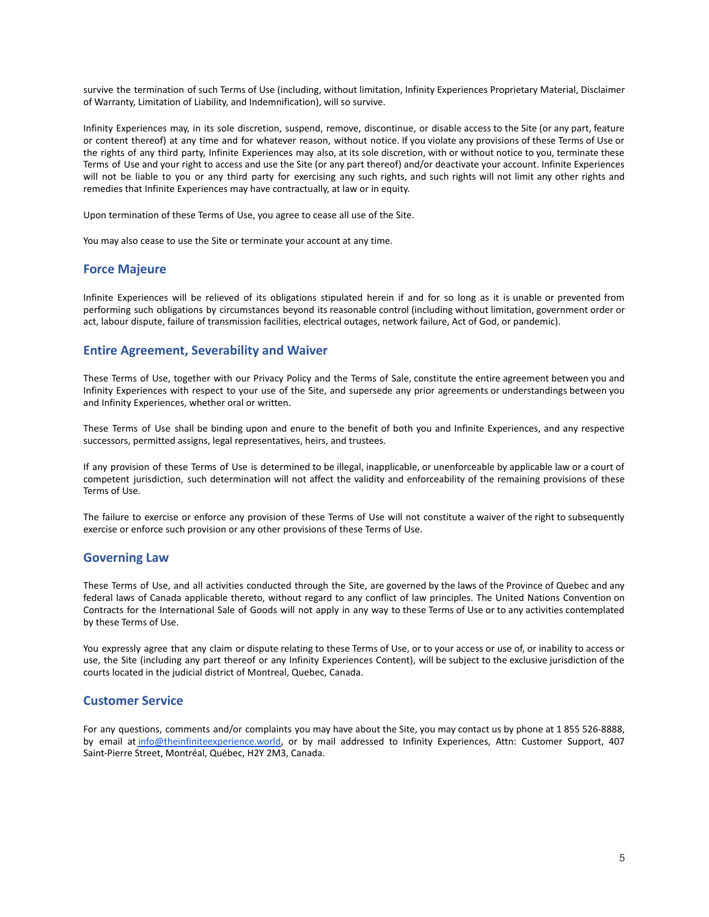survive the termination of such Terms of Use (including, without limitation, Infinity Experiences Proprietary Material, Disclaimer of Warranty, Limitation of Liability, and Indemnification), will so survive.

Infinity Experiences may, in its sole discretion, suspend, remove, discontinue, or disable access to the Site (or any part, feature or content thereof) at any time and for whatever reason, without notice. If you violate any provisions of these Terms of Use or the rights of any third party, Infinite Experiences may also, at its sole discretion, with or without notice to you, terminate these Terms of Use and your right to access and use the Site (or any part thereof) and/or deactivate your account. Infinite Experiences will not be liable to you or any third party for exercising any such rights, and such rights will not limit any other rights and remedies that Infinite Experiences may have contractually, at law or in equity.

Upon termination of these Terms of Use, you agree to cease all use of the Site.

You may also cease to use the Site or terminate your account at any time.

## Force Majeure

Infinite Experiences will be relieved of its obligations stipulated herein if and for so long as it is unable or prevented from performing such obligations by circumstances beyond its reasonable control (including without limitation, government order or act, labour dispute, failure of transmission facilities, electrical outages, network failure, Act of God, or pandemic).

## Entire Agreement, Severability and Waiver

These Terms of Use, together with our Privacy Policy and the Terms of Sale, constitute the entire agreement between you and Infinity Experiences with respect to your use of the Site, and supersede any prior agreements or understandings between you and Infinity Experiences, whether oral or written.

These Terms of Use shall be binding upon and enure to the benefit of both you and Infinite Experiences, and any respective successors, permitted assigns, legal representatives, heirs, and trustees.

If any provision of these Terms of Use is determined to be illegal, inapplicable, or unenforceable by applicable law or a court of competent jurisdiction, such determination will not affect the validity and enforceability of the remaining provisions of these Terms of Use.

The failure to exercise or enforce any provision of these Terms of Use will not constitute a waiver of the right to subsequently exercise or enforce such provision or any other provisions of these Terms of Use.

## Governing Law

These Terms of Use, and all activities conducted through the Site, are governed by the laws of the Province of Quebec and any federal laws of Canada applicable thereto, without regard to any conflict of law principles. The United Nations Convention on Contracts for the International Sale of Goods will not apply in any way to these Terms of Use or to any activities contemplated by these Terms of Use.

You expressly agree that any claim or dispute relating to these Terms of Use, or to your access or use of, or inability to access or use, the Site (including any part thereof or any Infinity Experiences Content), will be subject to the exclusive jurisdiction of the courts located in the judicial district of Montreal, Quebec, Canada.

## Customer Service

For any questions, comments and/or complaints you may have about the Site, you may contact us by phone at 1 855 526-8888, by email at info@theinfiniteexperience.world, or by mail addressed to Infinity Experiences, Attn: Customer Support, 407 Saint-Pierre Street, Montréal, Québec, H2Y 2M3, Canada.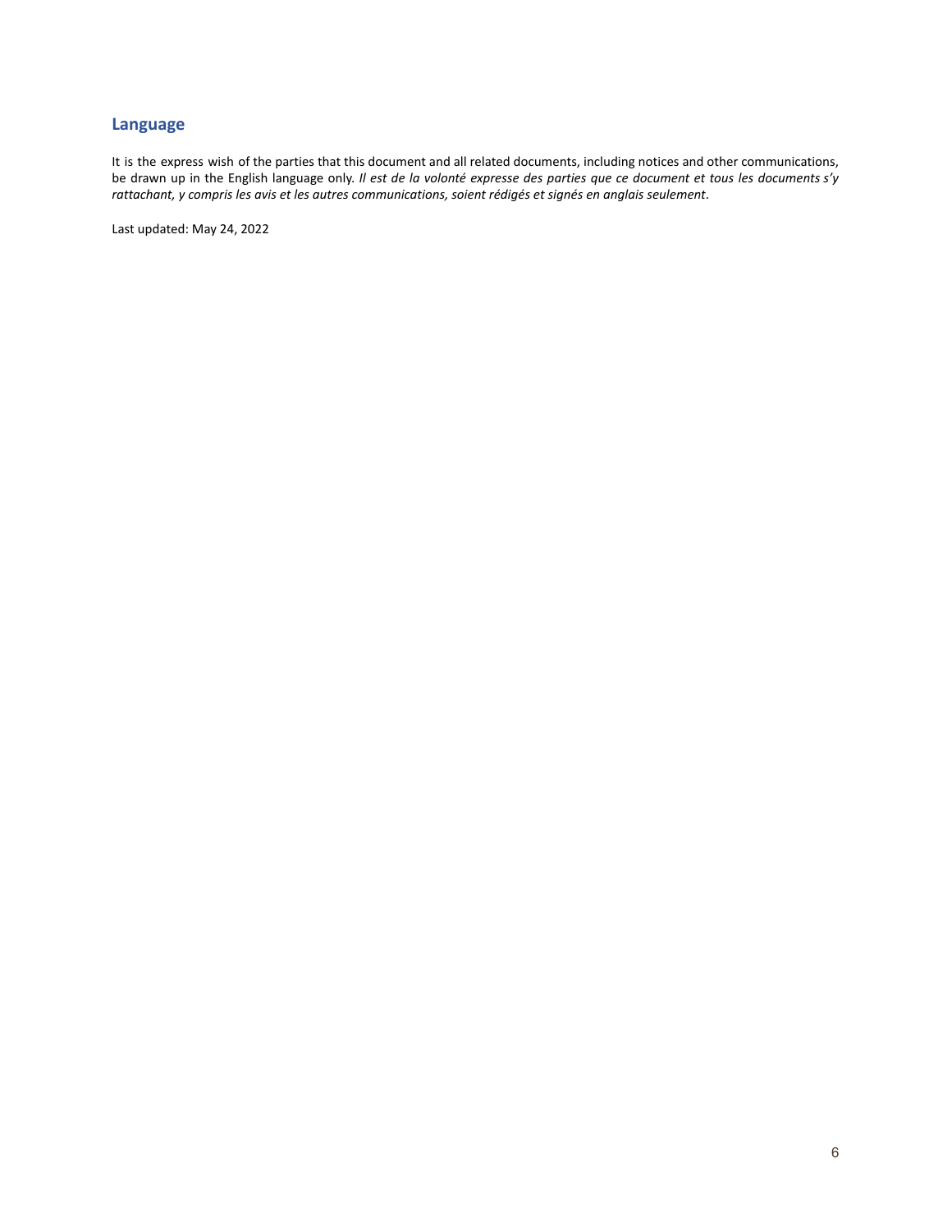## Language

It is the express wish of the parties that this document and all related documents, including notices and other communications, be drawn up in the English language only. *Il est de la volonté expresse des parties que ce document et tous les documents s'y rattachant, y compris les avis et les autres communications, soient rédigés et signés en anglais seulement*.

Last updated: May 24, 2022